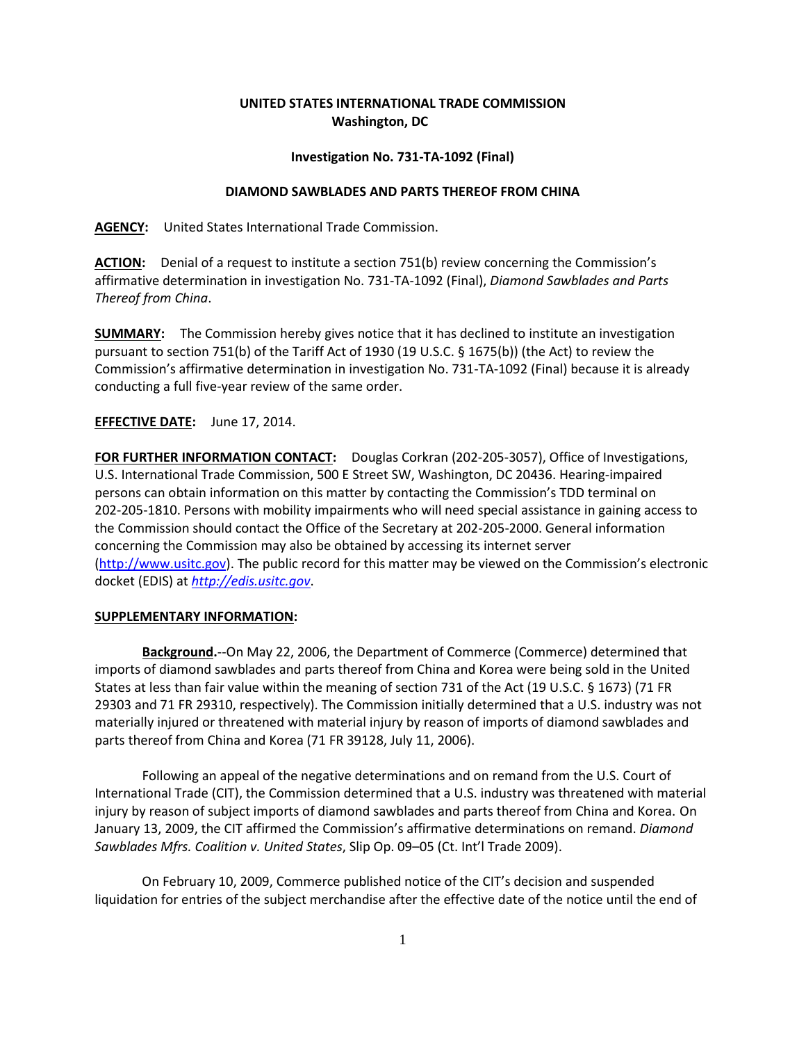**UNITED STATES INTERNATIONAL TRADE COMMISSION**
**Washington, DC**

**Investigation No. 731-TA-1092 (Final)**

**DIAMOND SAWBLADES AND PARTS THEREOF FROM CHINA**

**AGENCY:** United States International Trade Commission.

**ACTION:** Denial of a request to institute a section 751(b) review concerning the Commission's affirmative determination in investigation No. 731-TA-1092 (Final), *Diamond Sawblades and Parts Thereof from China*.

**SUMMARY:** The Commission hereby gives notice that it has declined to institute an investigation pursuant to section 751(b) of the Tariff Act of 1930 (19 U.S.C. § 1675(b)) (the Act) to review the Commission's affirmative determination in investigation No. 731-TA-1092 (Final) because it is already conducting a full five-year review of the same order.

**EFFECTIVE DATE:** June 17, 2014.

**FOR FURTHER INFORMATION CONTACT:** Douglas Corkran (202-205-3057), Office of Investigations, U.S. International Trade Commission, 500 E Street SW, Washington, DC 20436. Hearing-impaired persons can obtain information on this matter by contacting the Commission's TDD terminal on 202-205-1810. Persons with mobility impairments who will need special assistance in gaining access to the Commission should contact the Office of the Secretary at 202-205-2000. General information concerning the Commission may also be obtained by accessing its internet server (http://www.usitc.gov). The public record for this matter may be viewed on the Commission's electronic docket (EDIS) at *http://edis.usitc.gov*.

**SUPPLEMENTARY INFORMATION:**

**Background.**--On May 22, 2006, the Department of Commerce (Commerce) determined that imports of diamond sawblades and parts thereof from China and Korea were being sold in the United States at less than fair value within the meaning of section 731 of the Act (19 U.S.C. § 1673) (71 FR 29303 and 71 FR 29310, respectively). The Commission initially determined that a U.S. industry was not materially injured or threatened with material injury by reason of imports of diamond sawblades and parts thereof from China and Korea (71 FR 39128, July 11, 2006).

Following an appeal of the negative determinations and on remand from the U.S. Court of International Trade (CIT), the Commission determined that a U.S. industry was threatened with material injury by reason of subject imports of diamond sawblades and parts thereof from China and Korea. On January 13, 2009, the CIT affirmed the Commission's affirmative determinations on remand. *Diamond Sawblades Mfrs. Coalition v. United States*, Slip Op. 09–05 (Ct. Int'l Trade 2009).

On February 10, 2009, Commerce published notice of the CIT's decision and suspended liquidation for entries of the subject merchandise after the effective date of the notice until the end of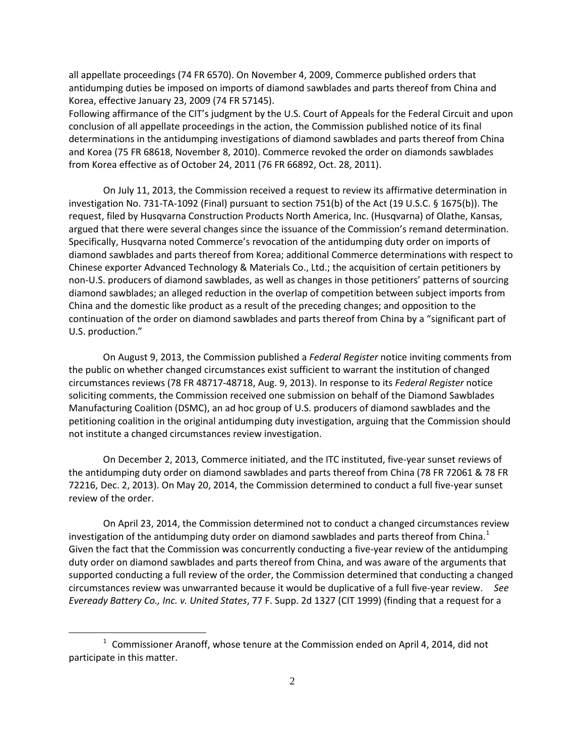all appellate proceedings (74 FR 6570). On November 4, 2009, Commerce published orders that antidumping duties be imposed on imports of diamond sawblades and parts thereof from China and Korea, effective January 23, 2009 (74 FR 57145).

Following affirmance of the CIT's judgment by the U.S. Court of Appeals for the Federal Circuit and upon conclusion of all appellate proceedings in the action, the Commission published notice of its final determinations in the antidumping investigations of diamond sawblades and parts thereof from China and Korea (75 FR 68618, November 8, 2010). Commerce revoked the order on diamonds sawblades from Korea effective as of October 24, 2011 (76 FR 66892, Oct. 28, 2011).

On July 11, 2013, the Commission received a request to review its affirmative determination in investigation No. 731-TA-1092 (Final) pursuant to section 751(b) of the Act (19 U.S.C. § 1675(b)). The request, filed by Husqvarna Construction Products North America, Inc. (Husqvarna) of Olathe, Kansas, argued that there were several changes since the issuance of the Commission's remand determination. Specifically, Husqvarna noted Commerce's revocation of the antidumping duty order on imports of diamond sawblades and parts thereof from Korea; additional Commerce determinations with respect to Chinese exporter Advanced Technology & Materials Co., Ltd.; the acquisition of certain petitioners by non-U.S. producers of diamond sawblades, as well as changes in those petitioners' patterns of sourcing diamond sawblades; an alleged reduction in the overlap of competition between subject imports from China and the domestic like product as a result of the preceding changes; and opposition to the continuation of the order on diamond sawblades and parts thereof from China by a "significant part of U.S. production."

On August 9, 2013, the Commission published a *Federal Register* notice inviting comments from the public on whether changed circumstances exist sufficient to warrant the institution of changed circumstances reviews (78 FR 48717-48718, Aug. 9, 2013). In response to its *Federal Register* notice soliciting comments, the Commission received one submission on behalf of the Diamond Sawblades Manufacturing Coalition (DSMC), an ad hoc group of U.S. producers of diamond sawblades and the petitioning coalition in the original antidumping duty investigation, arguing that the Commission should not institute a changed circumstances review investigation.

On December 2, 2013, Commerce initiated, and the ITC instituted, five-year sunset reviews of the antidumping duty order on diamond sawblades and parts thereof from China (78 FR 72061 & 78 FR 72216, Dec. 2, 2013). On May 20, 2014, the Commission determined to conduct a full five-year sunset review of the order.

On April 23, 2014, the Commission determined not to conduct a changed circumstances review investigation of the antidumping duty order on diamond sawblades and parts thereof from China.[1] Given the fact that the Commission was concurrently conducting a five-year review of the antidumping duty order on diamond sawblades and parts thereof from China, and was aware of the arguments that supported conducting a full review of the order, the Commission determined that conducting a changed circumstances review was unwarranted because it would be duplicative of a full five-year review. *See Eveready Battery Co., Inc. v. United States*, 77 F. Supp. 2d 1327 (CIT 1999) (finding that a request for a

[1] Commissioner Aranoff, whose tenure at the Commission ended on April 4, 2014, did not participate in this matter.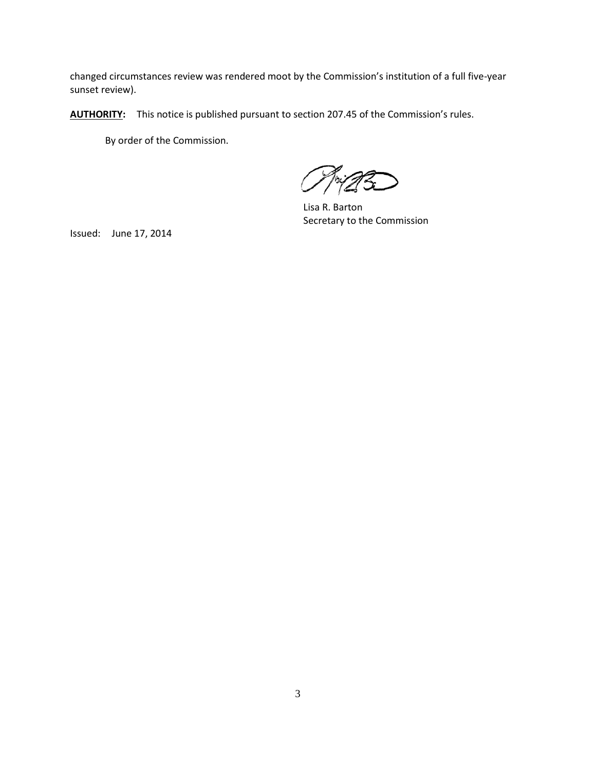changed circumstances review was rendered moot by the Commission's institution of a full five-year sunset review).

**AUTHORITY:** This notice is published pursuant to section 207.45 of the Commission's rules.

By order of the Commission.

Lisa R. Barton
Secretary to the Commission

Issued: June 17, 2014